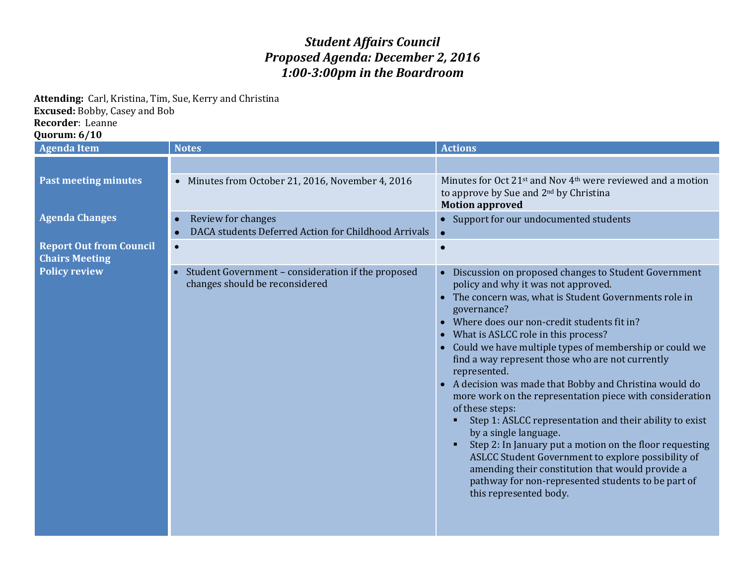# *Student Affairs Council*
## *Proposed Agenda: December 2, 2016*
## *1:00-3:00pm in the Boardroom*

**Attending:** Carl, Kristina, Tim, Sue, Kerry and Christina
**Excused:** Bobby, Casey and Bob
**Recorder**: Leanne
**Quorum: 6/10**

| Agenda Item | Notes | Actions |
|---|---|---|
| | | |
| **Past meeting minutes** | • Minutes from October 21, 2016, November 4, 2016 | Minutes for Oct 21st and Nov 4th were reviewed and a motion to approve by Sue and 2nd by Christina<br>**Motion approved** |
| **Agenda Changes** | • Review for changes<br>• DACA students Deferred Action for Childhood Arrivals | • Support for our undocumented students<br>• |
| **Report Out from Council Chairs Meeting** | • | • |
| **Policy review** | • Student Government – consideration if the proposed changes should be reconsidered | • Discussion on proposed changes to Student Government policy and why it was not approved.<br>• The concern was, what is Student Governments role in governance?<br>• Where does our non-credit students fit in?<br>• What is ASLCC role in this process?<br>• Could we have multiple types of membership or could we find a way represent those who are not currently represented.<br>• A decision was made that Bobby and Christina would do more work on the representation piece with consideration of these steps:<br>&nbsp;&nbsp;▪ Step 1: ASLCC representation and their ability to exist by a single language.<br>&nbsp;&nbsp;▪ Step 2: In January put a motion on the floor requesting ASLCC Student Government to explore possibility of amending their constitution that would provide a pathway for non-represented students to be part of this represented body. |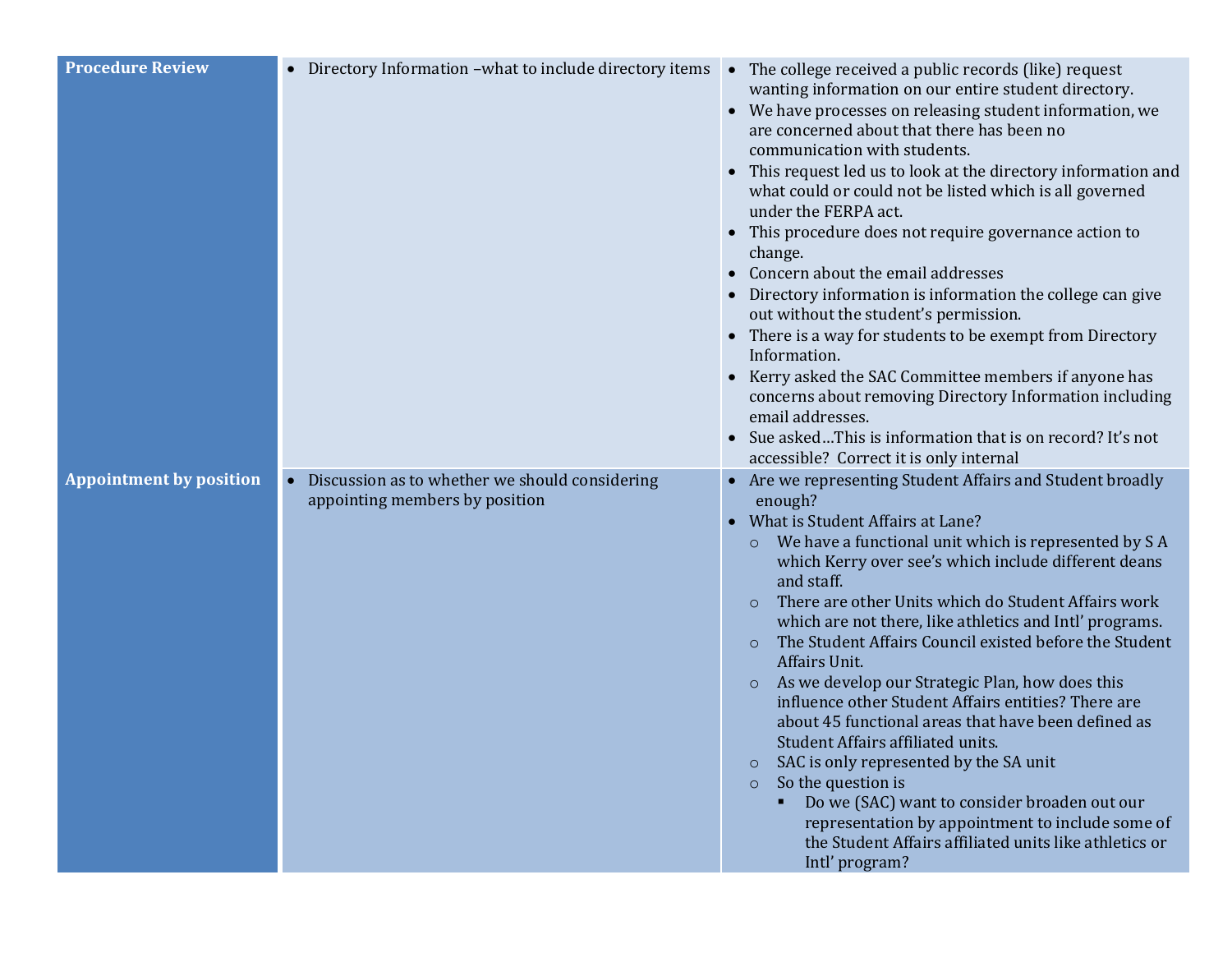| | | |
|---|---|---|
| **Procedure Review** | • Directory Information –what to include directory items | • The college received a public records (like) request wanting information on our entire student directory.<br>• We have processes on releasing student information, we are concerned about that there has been no communication with students.<br>• This request led us to look at the directory information and what could or could not be listed which is all governed under the FERPA act.<br>• This procedure does not require governance action to change.<br>• Concern about the email addresses<br>• Directory information is information the college can give out without the student's permission.<br>• There is a way for students to be exempt from Directory Information.<br>• Kerry asked the SAC Committee members if anyone has concerns about removing Directory Information including email addresses.<br>• Sue asked…This is information that is on record? It's not accessible? Correct it is only internal |
| **Appointment by position** | • Discussion as to whether we should considering appointing members by position | • Are we representing Student Affairs and Student broadly enough?<br>• What is Student Affairs at Lane?<br>&nbsp;&nbsp;&nbsp;&nbsp;○ We have a functional unit which is represented by S A which Kerry over see's which include different deans and staff.<br>&nbsp;&nbsp;&nbsp;&nbsp;○ There are other Units which do Student Affairs work which are not there, like athletics and Intl' programs.<br>&nbsp;&nbsp;&nbsp;&nbsp;○ The Student Affairs Council existed before the Student Affairs Unit.<br>&nbsp;&nbsp;&nbsp;&nbsp;○ As we develop our Strategic Plan, how does this influence other Student Affairs entities? There are about 45 functional areas that have been defined as Student Affairs affiliated units.<br>&nbsp;&nbsp;&nbsp;&nbsp;○ SAC is only represented by the SA unit<br>&nbsp;&nbsp;&nbsp;&nbsp;○ So the question is<br>&nbsp;&nbsp;&nbsp;&nbsp;&nbsp;&nbsp;&nbsp;&nbsp;▪ Do we (SAC) want to consider broaden out our representation by appointment to include some of the Student Affairs affiliated units like athletics or Intl' program? |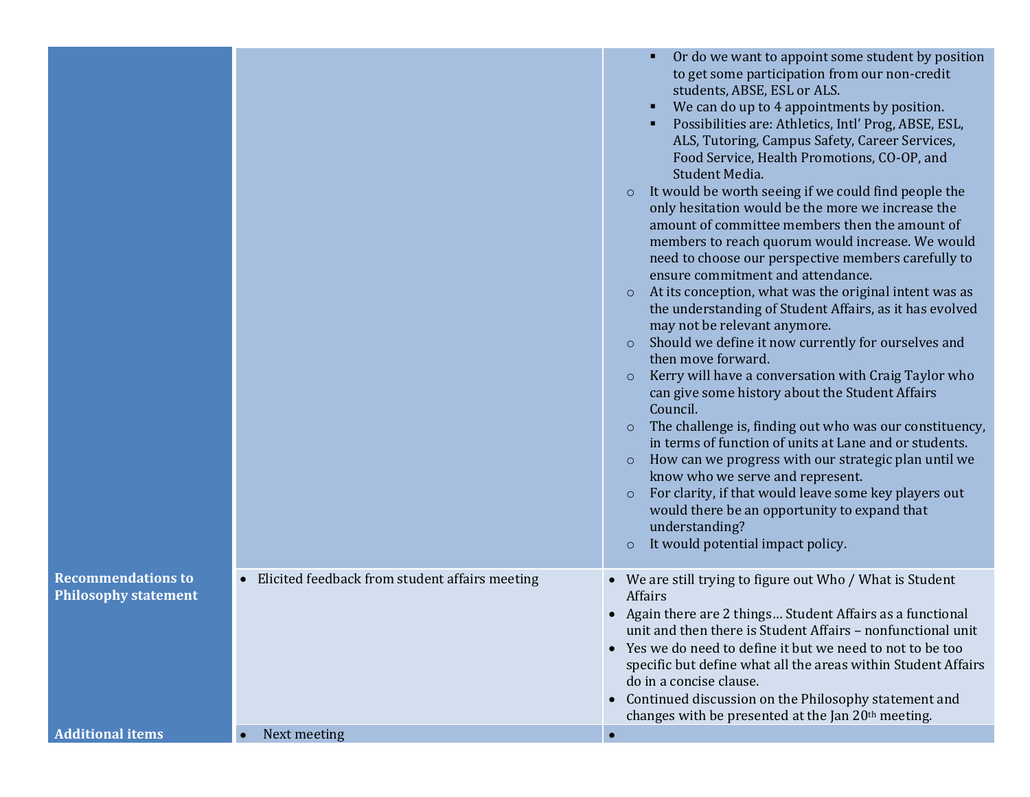| | | |
|---|---|---|
| | | ▪ Or do we want to appoint some student by position to get some participation from our non-credit students, ABSE, ESL or ALS.<br>▪ We can do up to 4 appointments by position.<br>▪ Possibilities are: Athletics, Intl' Prog, ABSE, ESL, ALS, Tutoring, Campus Safety, Career Services, Food Service, Health Promotions, CO-OP, and Student Media.<br>○ It would be worth seeing if we could find people the only hesitation would be the more we increase the amount of committee members then the amount of members to reach quorum would increase. We would need to choose our perspective members carefully to ensure commitment and attendance.<br>○ At its conception, what was the original intent was as the understanding of Student Affairs, as it has evolved may not be relevant anymore.<br>○ Should we define it now currently for ourselves and then move forward.<br>○ Kerry will have a conversation with Craig Taylor who can give some history about the Student Affairs Council.<br>○ The challenge is, finding out who was our constituency, in terms of function of units at Lane and or students.<br>○ How can we progress with our strategic plan until we know who we serve and represent.<br>○ For clarity, if that would leave some key players out would there be an opportunity to expand that understanding?<br>○ It would potential impact policy. |
| **Recommendations to Philosophy statement** | • Elicited feedback from student affairs meeting | • We are still trying to figure out Who / What is Student Affairs<br>• Again there are 2 things… Student Affairs as a functional unit and then there is Student Affairs – nonfunctional unit<br>• Yes we do need to define it but we need to not to be too specific but define what all the areas within Student Affairs do in a concise clause.<br>• Continued discussion on the Philosophy statement and changes with be presented at the Jan 20th meeting. |
| **Additional items** | • Next meeting | • |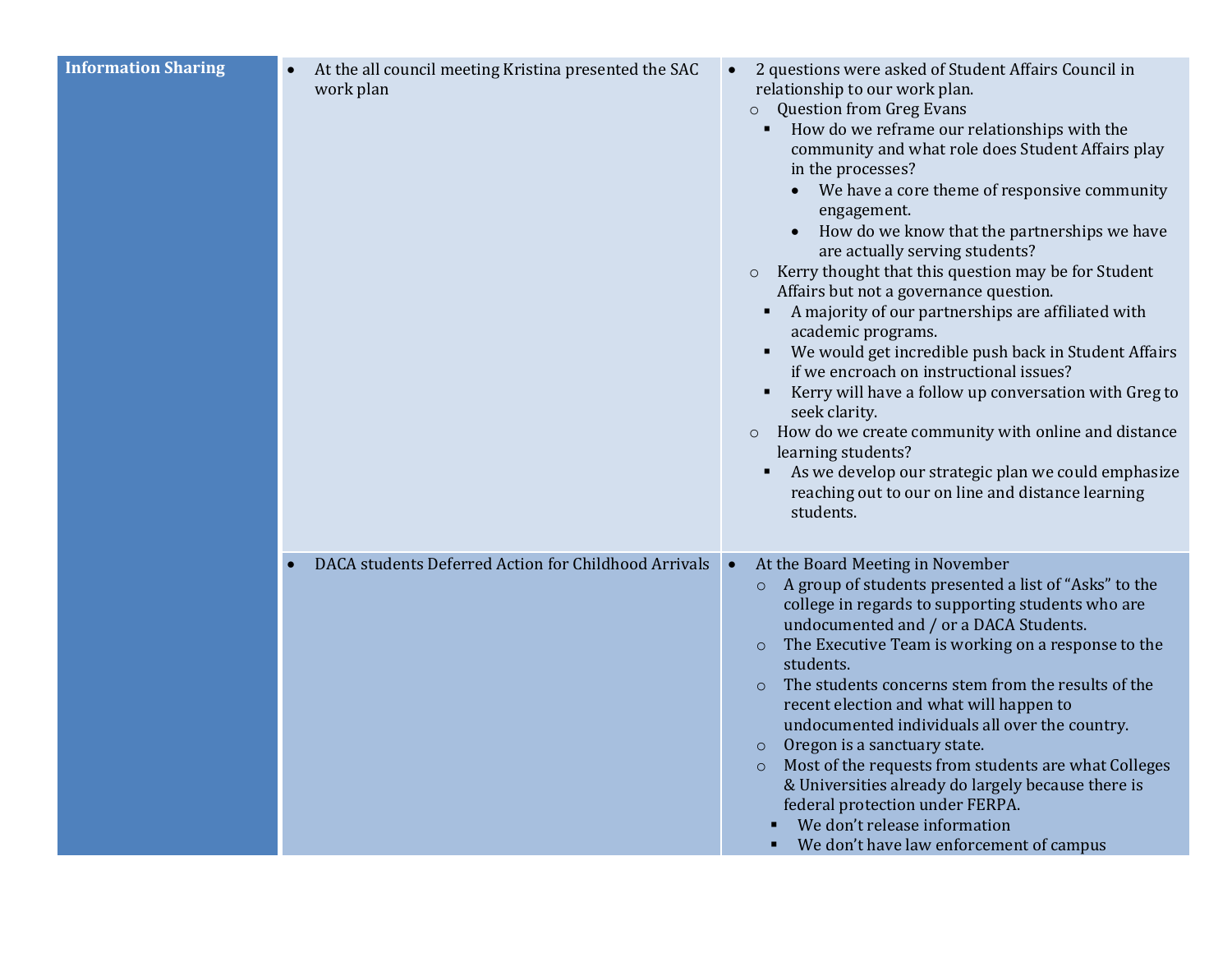| Information Sharing | • At the all council meeting Kristina presented the SAC work plan | • 2 questions were asked of Student Affairs Council in relationship to our work plan.<br>  ○ Question from Greg Evans<br>    ▪ How do we reframe our relationships with the community and what role does Student Affairs play in the processes?<br>      • We have a core theme of responsive community engagement.<br>      • How do we know that the partnerships we have are actually serving students?<br>  ○ Kerry thought that this question may be for Student Affairs but not a governance question.<br>    ▪ A majority of our partnerships are affiliated with academic programs.<br>    ▪ We would get incredible push back in Student Affairs if we encroach on instructional issues?<br>    ▪ Kerry will have a follow up conversation with Greg to seek clarity.<br>  ○ How do we create community with online and distance learning students?<br>    ▪ As we develop our strategic plan we could emphasize reaching out to our on line and distance learning students. |
|---|---|---|
| | • DACA students Deferred Action for Childhood Arrivals | • At the Board Meeting in November<br>  ○ A group of students presented a list of “Asks” to the college in regards to supporting students who are undocumented and / or a DACA Students.<br>  ○ The Executive Team is working on a response to the students.<br>  ○ The students concerns stem from the results of the recent election and what will happen to undocumented individuals all over the country.<br>  ○ Oregon is a sanctuary state.<br>  ○ Most of the requests from students are what Colleges & Universities already do largely because there is federal protection under FERPA.<br>    ▪ We don’t release information<br>    ▪ We don’t have law enforcement of campus |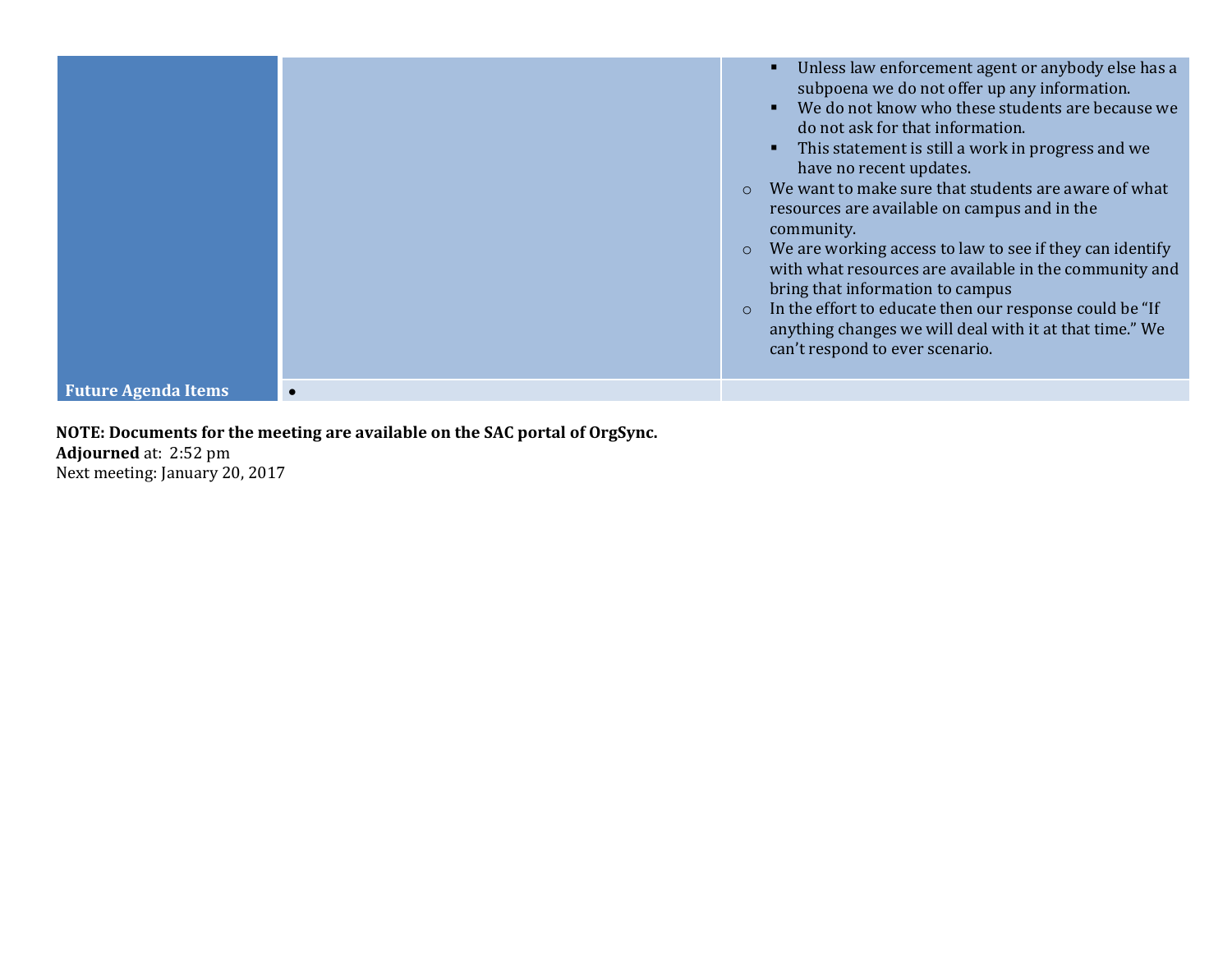| | | |
|---|---|---|
| | | ▪ Unless law enforcement agent or anybody else has a subpoena we do not offer up any information.<br>▪ We do not know who these students are because we do not ask for that information.<br>▪ This statement is still a work in progress and we have no recent updates.<br>○ We want to make sure that students are aware of what resources are available on campus and in the community.<br>○ We are working access to law to see if they can identify with what resources are available in the community and bring that information to campus<br>○ In the effort to educate then our response could be "If anything changes we will deal with it at that time." We can't respond to ever scenario. |
| **Future Agenda Items** | • | |

**NOTE: Documents for the meeting are available on the SAC portal of OrgSync.**
**Adjourned** at: 2:52 pm
Next meeting: January 20, 2017